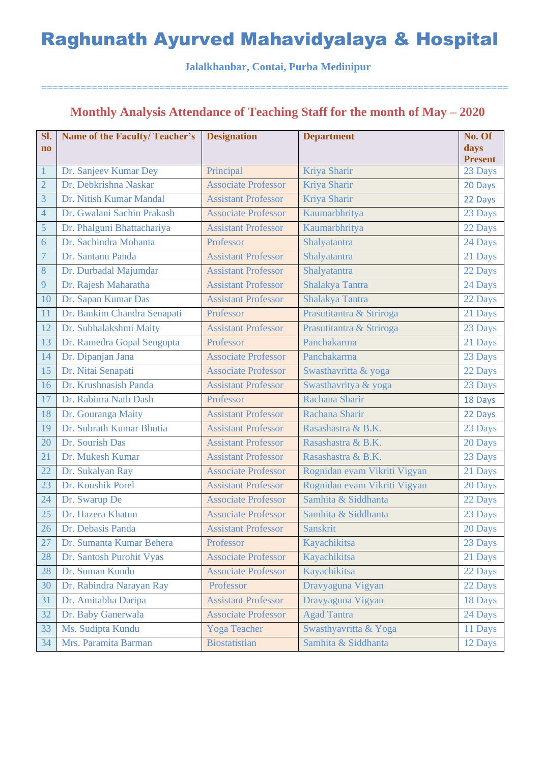# Raghunath Ayurved Mahavidyalaya & Hospital

**Jalalkhanbar, Contai, Purba Medinipur**

================================================================================

## Monthly Analysis Attendance of Teaching Staff for the month of May – 2020

| Sl. no | Name of the Faculty/ Teacher's | Designation | Department | No. Of days Present |
|---|---|---|---|---|
| 1 | Dr. Sanjeev Kumar Dey | Principal | Kriya Sharir | 23 Days |
| 2 | Dr. Debkrishna Naskar | Associate Professor | Kriya Sharir | 20 Days |
| 3 | Dr. Nitish Kumar Mandal | Assistant Professor | Kriya Sharir | 22 Days |
| 4 | Dr. Gwalani Sachin Prakash | Associate Professor | Kaumarbhritya | 23 Days |
| 5 | Dr. Phalguni Bhattachariya | Assistant Professor | Kaumarbhritya | 22 Days |
| 6 | Dr. Sachindra Mohanta | Professor | Shalyatantra | 24 Days |
| 7 | Dr. Santanu Panda | Assistant Professor | Shalyatantra | 21 Days |
| 8 | Dr. Durbadal Majumdar | Assistant Professor | Shalyatantra | 22 Days |
| 9 | Dr. Rajesh Maharatha | Assistant Professor | Shalakya Tantra | 24 Days |
| 10 | Dr. Sapan Kumar Das | Assistant Professor | Shalakya Tantra | 22 Days |
| 11 | Dr. Bankim Chandra Senapati | Professor | Prasutitantra & Striroga | 21 Days |
| 12 | Dr. Subhalakshmi Maity | Assistant Professor | Prasutitantra & Striroga | 23 Days |
| 13 | Dr. Ramedra Gopal Sengupta | Professor | Panchakarma | 21 Days |
| 14 | Dr. Dipanjan Jana | Associate Professor | Panchakarma | 23 Days |
| 15 | Dr. Nitai Senapati | Associate Professor | Swasthavritta & yoga | 22 Days |
| 16 | Dr. Krushnasish Panda | Assistant Professor | Swasthavritya & yoga | 23 Days |
| 17 | Dr. Rabinra Nath Dash | Professor | Rachana Sharir | 18 Days |
| 18 | Dr. Gouranga Maity | Assistant Professor | Rachana Sharir | 22 Days |
| 19 | Dr. Subrath Kumar Bhutia | Assistant Professor | Rasashastra & B.K. | 23 Days |
| 20 | Dr. Sourish Das | Assistant Professor | Rasashastra & B.K. | 20 Days |
| 21 | Dr. Mukesh Kumar | Assistant Professor | Rasashastra & B.K. | 23 Days |
| 22 | Dr. Sukalyan Ray | Associate Professor | Rognidan evam Vikriti Vigyan | 21 Days |
| 23 | Dr. Koushik Porel | Assistant Professor | Rognidan evam Vikriti Vigyan | 20 Days |
| 24 | Dr. Swarup De | Associate Professor | Samhita & Siddhanta | 22 Days |
| 25 | Dr. Hazera Khatun | Associate Professor | Samhita & Siddhanta | 23 Days |
| 26 | Dr. Debasis Panda | Assistant Professor | Sanskrit | 20 Days |
| 27 | Dr. Sumanta Kumar Behera | Professor | Kayachikitsa | 23 Days |
| 28 | Dr. Santosh Purohit Vyas | Associate Professor | Kayachikitsa | 21 Days |
| 28 | Dr. Suman Kundu | Associate Professor | Kayachikitsa | 22 Days |
| 30 | Dr. Rabindra Narayan Ray | Professor | Dravyaguna Vigyan | 22 Days |
| 31 | Dr. Amitabha Daripa | Assistant Professor | Dravyaguna Vigyan | 18 Days |
| 32 | Dr. Baby Ganerwala | Associate Professor | Agad Tantra | 24 Days |
| 33 | Ms. Sudipta Kundu | Yoga Teacher | Swasthyavritta & Yoga | 11 Days |
| 34 | Mrs. Paramita Barman | Biostatistian | Samhita & Siddhanta | 12 Days |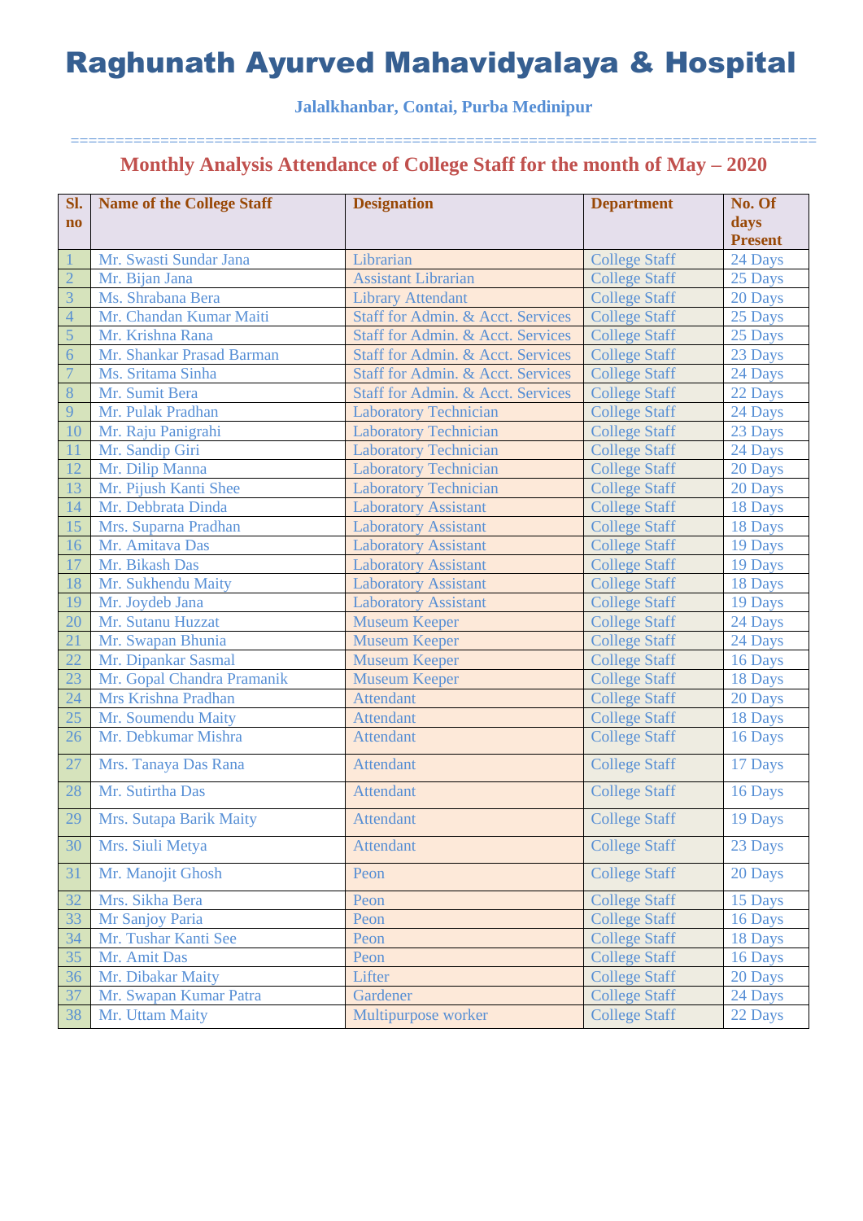# Raghunath Ayurved Mahavidyalaya & Hospital

**Jalalkhanbar, Contai, Purba Medinipur**

================================================================================

## Monthly Analysis Attendance of College Staff for the month of May – 2020

| Sl. no | Name of the College Staff | Designation | Department | No. Of days Present |
|---|---|---|---|---|
| 1 | Mr. Swasti Sundar Jana | Librarian | College Staff | 24 Days |
| 2 | Mr. Bijan Jana | Assistant Librarian | College Staff | 25 Days |
| 3 | Ms. Shrabana Bera | Library Attendant | College Staff | 20 Days |
| 4 | Mr. Chandan Kumar Maiti | Staff for Admin. & Acct. Services | College Staff | 25 Days |
| 5 | Mr. Krishna Rana | Staff for Admin. & Acct. Services | College Staff | 25 Days |
| 6 | Mr. Shankar Prasad Barman | Staff for Admin. & Acct. Services | College Staff | 23 Days |
| 7 | Ms. Sritama Sinha | Staff for Admin. & Acct. Services | College Staff | 24 Days |
| 8 | Mr. Sumit Bera | Staff for Admin. & Acct. Services | College Staff | 22 Days |
| 9 | Mr. Pulak Pradhan | Laboratory Technician | College Staff | 24 Days |
| 10 | Mr. Raju Panigrahi | Laboratory Technician | College Staff | 23 Days |
| 11 | Mr. Sandip Giri | Laboratory Technician | College Staff | 24 Days |
| 12 | Mr. Dilip Manna | Laboratory Technician | College Staff | 20 Days |
| 13 | Mr. Pijush Kanti Shee | Laboratory Technician | College Staff | 20 Days |
| 14 | Mr. Debbrata Dinda | Laboratory Assistant | College Staff | 18 Days |
| 15 | Mrs. Suparna Pradhan | Laboratory Assistant | College Staff | 18 Days |
| 16 | Mr. Amitava Das | Laboratory Assistant | College Staff | 19 Days |
| 17 | Mr. Bikash Das | Laboratory Assistant | College Staff | 19 Days |
| 18 | Mr. Sukhendu Maity | Laboratory Assistant | College Staff | 18 Days |
| 19 | Mr. Joydeb Jana | Laboratory Assistant | College Staff | 19 Days |
| 20 | Mr. Sutanu Huzzat | Museum Keeper | College Staff | 24 Days |
| 21 | Mr. Swapan Bhunia | Museum Keeper | College Staff | 24 Days |
| 22 | Mr. Dipankar Sasmal | Museum Keeper | College Staff | 16 Days |
| 23 | Mr. Gopal Chandra Pramanik | Museum Keeper | College Staff | 18 Days |
| 24 | Mrs Krishna Pradhan | Attendant | College Staff | 20 Days |
| 25 | Mr. Soumendu Maity | Attendant | College Staff | 18 Days |
| 26 | Mr. Debkumar Mishra | Attendant | College Staff | 16 Days |
| 27 | Mrs. Tanaya Das Rana | Attendant | College Staff | 17 Days |
| 28 | Mr. Sutirtha Das | Attendant | College Staff | 16 Days |
| 29 | Mrs. Sutapa Barik Maity | Attendant | College Staff | 19 Days |
| 30 | Mrs. Siuli Metya | Attendant | College Staff | 23 Days |
| 31 | Mr. Manojit Ghosh | Peon | College Staff | 20 Days |
| 32 | Mrs. Sikha Bera | Peon | College Staff | 15 Days |
| 33 | Mr Sanjoy Paria | Peon | College Staff | 16 Days |
| 34 | Mr. Tushar Kanti See | Peon | College Staff | 18 Days |
| 35 | Mr. Amit Das | Peon | College Staff | 16 Days |
| 36 | Mr. Dibakar Maity | Lifter | College Staff | 20 Days |
| 37 | Mr. Swapan Kumar Patra | Gardener | College Staff | 24 Days |
| 38 | Mr. Uttam Maity | Multipurpose worker | College Staff | 22 Days |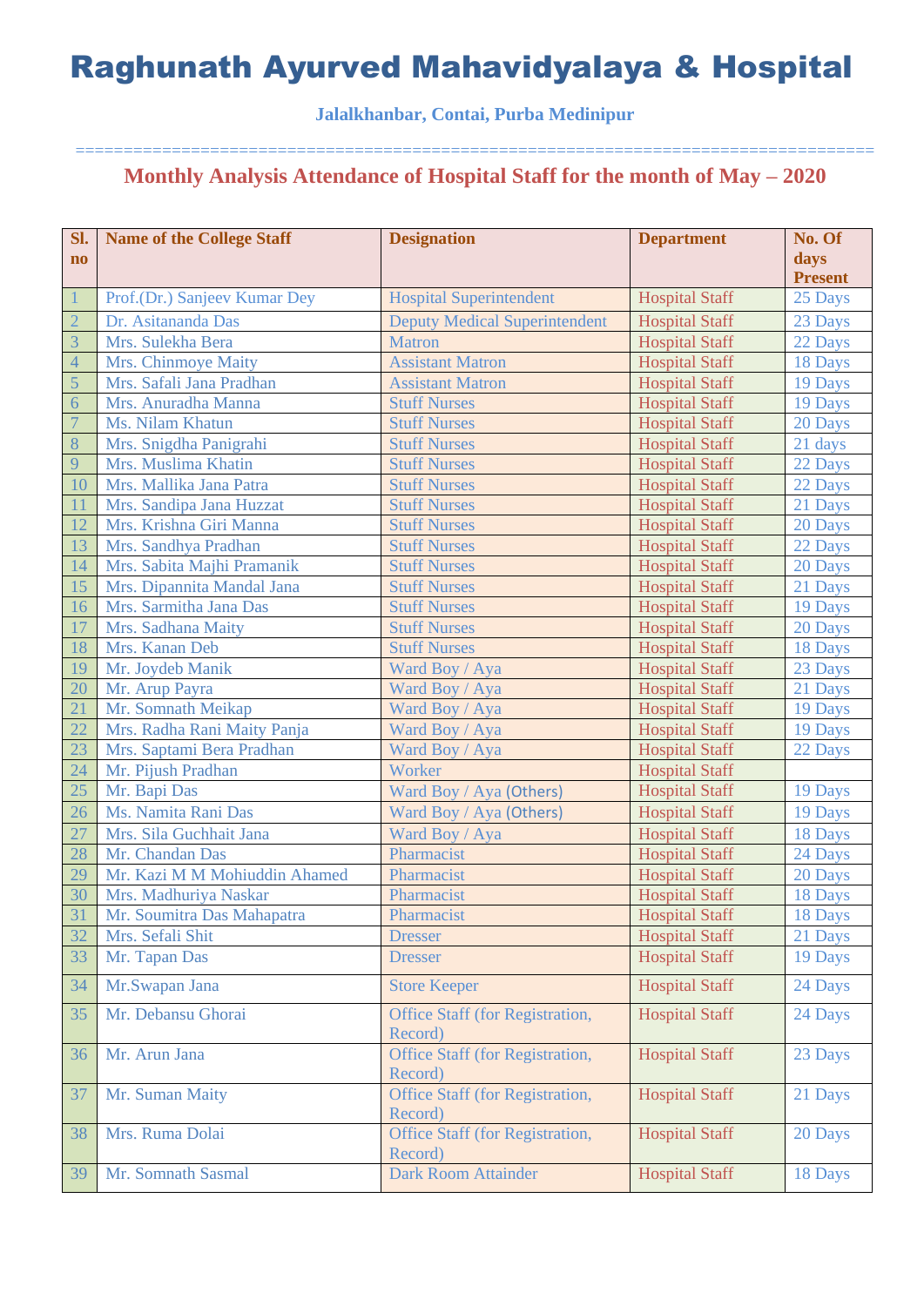# Raghunath Ayurved Mahavidyalaya & Hospital

**Jalalkhanbar, Contai, Purba Medinipur**

===================================================================================

## Monthly Analysis Attendance of Hospital Staff for the month of May – 2020

| Sl. no | Name of the College Staff | Designation | Department | No. Of days Present |
|---|---|---|---|---|
| 1 | Prof.(Dr.) Sanjeev Kumar Dey | Hospital Superintendent | Hospital Staff | 25 Days |
| 2 | Dr. Asitananda Das | Deputy Medical Superintendent | Hospital Staff | 23 Days |
| 3 | Mrs. Sulekha Bera | Matron | Hospital Staff | 22 Days |
| 4 | Mrs. Chinmoye Maity | Assistant Matron | Hospital Staff | 18 Days |
| 5 | Mrs. Safali Jana Pradhan | Assistant Matron | Hospital Staff | 19 Days |
| 6 | Mrs. Anuradha Manna | Stuff Nurses | Hospital Staff | 19 Days |
| 7 | Ms. Nilam Khatun | Stuff Nurses | Hospital Staff | 20 Days |
| 8 | Mrs. Snigdha Panigrahi | Stuff Nurses | Hospital Staff | 21 days |
| 9 | Mrs. Muslima Khatin | Stuff Nurses | Hospital Staff | 22 Days |
| 10 | Mrs. Mallika Jana Patra | Stuff Nurses | Hospital Staff | 22 Days |
| 11 | Mrs. Sandipa Jana Huzzat | Stuff Nurses | Hospital Staff | 21 Days |
| 12 | Mrs. Krishna Giri Manna | Stuff Nurses | Hospital Staff | 20 Days |
| 13 | Mrs. Sandhya Pradhan | Stuff Nurses | Hospital Staff | 22 Days |
| 14 | Mrs. Sabita Majhi Pramanik | Stuff Nurses | Hospital Staff | 20 Days |
| 15 | Mrs. Dipannita Mandal Jana | Stuff Nurses | Hospital Staff | 21 Days |
| 16 | Mrs. Sarmitha Jana Das | Stuff Nurses | Hospital Staff | 19 Days |
| 17 | Mrs. Sadhana Maity | Stuff Nurses | Hospital Staff | 20 Days |
| 18 | Mrs. Kanan Deb | Stuff Nurses | Hospital Staff | 18 Days |
| 19 | Mr. Joydeb Manik | Ward Boy / Aya | Hospital Staff | 23 Days |
| 20 | Mr. Arup Payra | Ward Boy / Aya | Hospital Staff | 21 Days |
| 21 | Mr. Somnath Meikap | Ward Boy / Aya | Hospital Staff | 19 Days |
| 22 | Mrs. Radha Rani Maity Panja | Ward Boy / Aya | Hospital Staff | 19 Days |
| 23 | Mrs. Saptami Bera Pradhan | Ward Boy / Aya | Hospital Staff | 22 Days |
| 24 | Mr. Pijush Pradhan | Worker | Hospital Staff | |
| 25 | Mr. Bapi Das | Ward Boy / Aya (Others) | Hospital Staff | 19 Days |
| 26 | Ms. Namita Rani Das | Ward Boy / Aya (Others) | Hospital Staff | 19 Days |
| 27 | Mrs. Sila Guchhait Jana | Ward Boy / Aya | Hospital Staff | 18 Days |
| 28 | Mr. Chandan Das | Pharmacist | Hospital Staff | 24 Days |
| 29 | Mr. Kazi M M Mohiuddin Ahamed | Pharmacist | Hospital Staff | 20 Days |
| 30 | Mrs. Madhuriya Naskar | Pharmacist | Hospital Staff | 18 Days |
| 31 | Mr. Soumitra Das Mahapatra | Pharmacist | Hospital Staff | 18 Days |
| 32 | Mrs. Sefali Shit | Dresser | Hospital Staff | 21 Days |
| 33 | Mr. Tapan Das | Dresser | Hospital Staff | 19 Days |
| 34 | Mr.Swapan Jana | Store Keeper | Hospital Staff | 24 Days |
| 35 | Mr. Debansu Ghorai | Office Staff (for Registration, Record) | Hospital Staff | 24 Days |
| 36 | Mr. Arun Jana | Office Staff (for Registration, Record) | Hospital Staff | 23 Days |
| 37 | Mr. Suman Maity | Office Staff (for Registration, Record) | Hospital Staff | 21 Days |
| 38 | Mrs. Ruma Dolai | Office Staff (for Registration, Record) | Hospital Staff | 20 Days |
| 39 | Mr. Somnath Sasmal | Dark Room Attainder | Hospital Staff | 18 Days |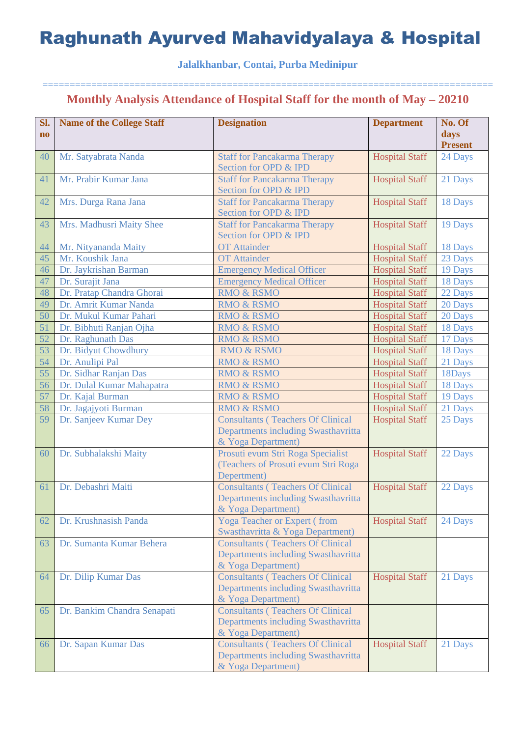# Raghunath Ayurved Mahavidyalaya & Hospital

**Jalalkhanbar, Contai, Purba Medinipur**

==================================================================================

## Monthly Analysis Attendance of Hospital Staff for the month of May – 20210

| Sl. no | Name of the College Staff | Designation | Department | No. Of days Present |
|---|---|---|---|---|
| 40 | Mr. Satyabrata Nanda | Staff for Pancakarma Therapy Section for OPD & IPD | Hospital Staff | 24 Days |
| 41 | Mr. Prabir Kumar Jana | Staff for Pancakarma Therapy Section for OPD & IPD | Hospital Staff | 21 Days |
| 42 | Mrs. Durga Rana Jana | Staff for Pancakarma Therapy Section for OPD & IPD | Hospital Staff | 18 Days |
| 43 | Mrs. Madhusri Maity Shee | Staff for Pancakarma Therapy Section for OPD & IPD | Hospital Staff | 19 Days |
| 44 | Mr. Nityananda Maity | OT Attainder | Hospital Staff | 18 Days |
| 45 | Mr. Koushik Jana | OT Attainder | Hospital Staff | 23 Days |
| 46 | Dr. Jaykrishan Barman | Emergency Medical Officer | Hospital Staff | 19 Days |
| 47 | Dr. Surajit Jana | Emergency Medical Officer | Hospital Staff | 18 Days |
| 48 | Dr. Pratap Chandra Ghorai | RMO & RSMO | Hospital Staff | 22 Days |
| 49 | Dr. Amrit Kumar Nanda | RMO & RSMO | Hospital Staff | 20 Days |
| 50 | Dr. Mukul Kumar Pahari | RMO & RSMO | Hospital Staff | 20 Days |
| 51 | Dr. Bibhuti Ranjan Ojha | RMO & RSMO | Hospital Staff | 18 Days |
| 52 | Dr. Raghunath Das | RMO & RSMO | Hospital Staff | 17 Days |
| 53 | Dr. Bidyut Chowdhury | RMO & RSMO | Hospital Staff | 18 Days |
| 54 | Dr. Anulipi Pal | RMO & RSMO | Hospital Staff | 21 Days |
| 55 | Dr. Sidhar Ranjan Das | RMO & RSMO | Hospital Staff | 18Days |
| 56 | Dr. Dulal Kumar Mahapatra | RMO & RSMO | Hospital Staff | 18 Days |
| 57 | Dr. Kajal Burman | RMO & RSMO | Hospital Staff | 19 Days |
| 58 | Dr. Jagajyoti Burman | RMO & RSMO | Hospital Staff | 21 Days |
| 59 | Dr. Sanjeev Kumar Dey | Consultants ( Teachers Of Clinical Departments including Swasthavritta & Yoga Department) | Hospital Staff | 25 Days |
| 60 | Dr. Subhalakshi Maity | Prosuti evum Stri Roga Specialist (Teachers of Prosuti evum Stri Roga Depertment) | Hospital Staff | 22 Days |
| 61 | Dr. Debashri Maiti | Consultants ( Teachers Of Clinical Departments including Swasthavritta & Yoga Department) | Hospital Staff | 22 Days |
| 62 | Dr. Krushnasish Panda | Yoga Teacher or Expert ( from Swasthavritta & Yoga Department) | Hospital Staff | 24 Days |
| 63 | Dr. Sumanta Kumar Behera | Consultants ( Teachers Of Clinical Departments including Swasthavritta & Yoga Department) | | |
| 64 | Dr. Dilip Kumar Das | Consultants ( Teachers Of Clinical Departments including Swasthavritta & Yoga Department) | Hospital Staff | 21 Days |
| 65 | Dr. Bankim Chandra Senapati | Consultants ( Teachers Of Clinical Departments including Swasthavritta & Yoga Department) | | |
| 66 | Dr. Sapan Kumar Das | Consultants ( Teachers Of Clinical Departments including Swasthavritta & Yoga Department) | Hospital Staff | 21 Days |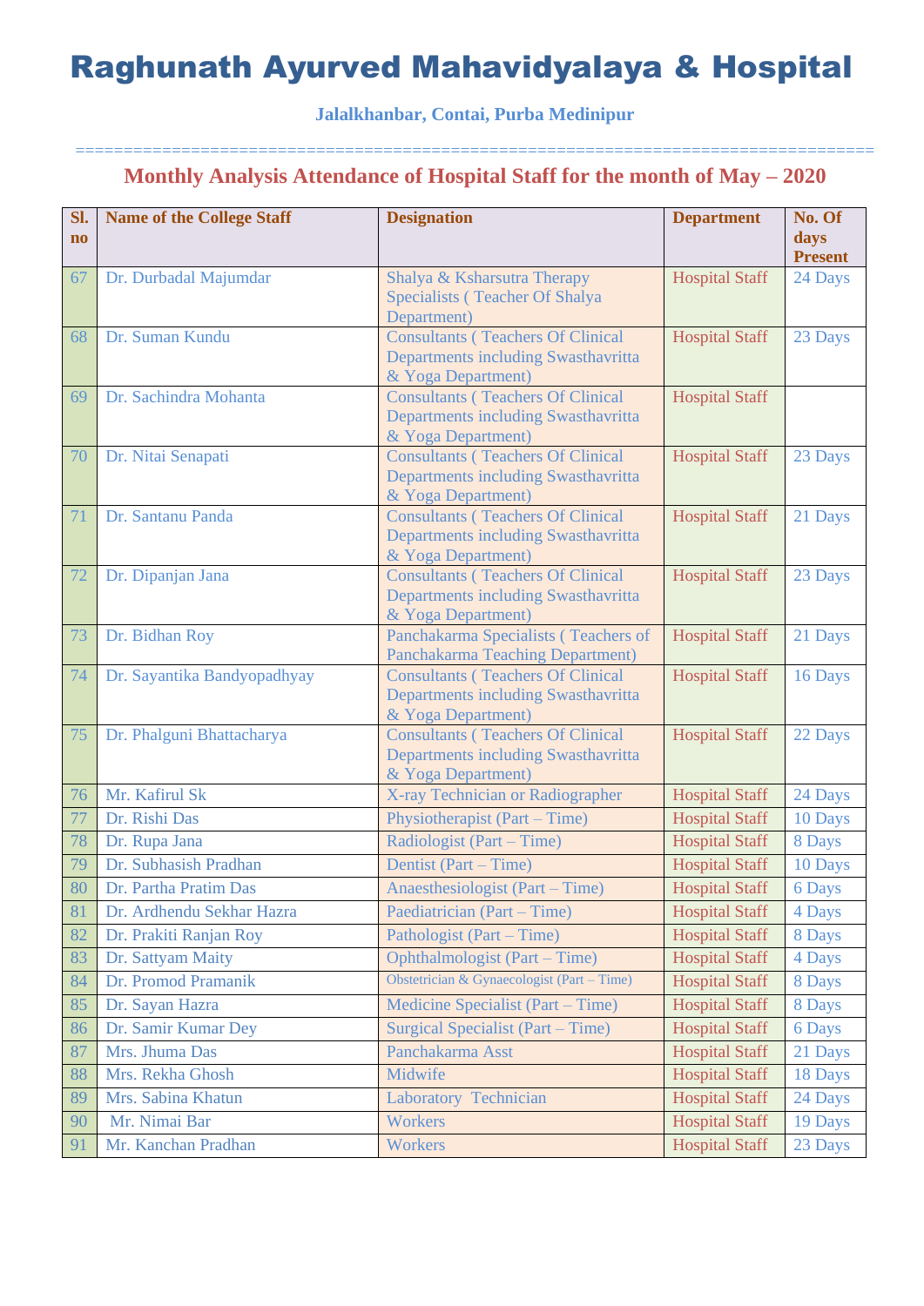# Raghunath Ayurved Mahavidyalaya & Hospital

**Jalalkhanbar, Contai, Purba Medinipur**

==================================================================================

## Monthly Analysis Attendance of Hospital Staff for the month of May – 2020

| Sl. no | Name of the College Staff | Designation | Department | No. Of days Present |
|---|---|---|---|---|
| 67 | Dr. Durbadal Majumdar | Shalya & Ksharsutra Therapy Specialists ( Teacher Of Shalya Department) | Hospital Staff | 24 Days |
| 68 | Dr. Suman Kundu | Consultants ( Teachers Of Clinical Departments including Swasthavritta & Yoga Department) | Hospital Staff | 23 Days |
| 69 | Dr. Sachindra Mohanta | Consultants ( Teachers Of Clinical Departments including Swasthavritta & Yoga Department) | Hospital Staff | |
| 70 | Dr. Nitai Senapati | Consultants ( Teachers Of Clinical Departments including Swasthavritta & Yoga Department) | Hospital Staff | 23 Days |
| 71 | Dr. Santanu Panda | Consultants ( Teachers Of Clinical Departments including Swasthavritta & Yoga Department) | Hospital Staff | 21 Days |
| 72 | Dr. Dipanjan Jana | Consultants ( Teachers Of Clinical Departments including Swasthavritta & Yoga Department) | Hospital Staff | 23 Days |
| 73 | Dr. Bidhan Roy | Panchakarma Specialists ( Teachers of Panchakarma Teaching Department) | Hospital Staff | 21 Days |
| 74 | Dr. Sayantika Bandyopadhyay | Consultants ( Teachers Of Clinical Departments including Swasthavritta & Yoga Department) | Hospital Staff | 16 Days |
| 75 | Dr. Phalguni Bhattacharya | Consultants ( Teachers Of Clinical Departments including Swasthavritta & Yoga Department) | Hospital Staff | 22 Days |
| 76 | Mr. Kafirul Sk | X-ray Technician or Radiographer | Hospital Staff | 24 Days |
| 77 | Dr. Rishi Das | Physiotherapist (Part – Time) | Hospital Staff | 10 Days |
| 78 | Dr. Rupa Jana | Radiologist (Part – Time) | Hospital Staff | 8 Days |
| 79 | Dr. Subhasish Pradhan | Dentist (Part – Time) | Hospital Staff | 10 Days |
| 80 | Dr. Partha Pratim Das | Anaesthesiologist (Part – Time) | Hospital Staff | 6 Days |
| 81 | Dr. Ardhendu Sekhar Hazra | Paediatrician (Part – Time) | Hospital Staff | 4 Days |
| 82 | Dr. Prakiti Ranjan Roy | Pathologist (Part – Time) | Hospital Staff | 8 Days |
| 83 | Dr. Sattyam Maity | Ophthalmologist (Part – Time) | Hospital Staff | 4 Days |
| 84 | Dr. Promod Pramanik | Obstetrician & Gynaecologist (Part – Time) | Hospital Staff | 8 Days |
| 85 | Dr. Sayan Hazra | Medicine Specialist (Part – Time) | Hospital Staff | 8 Days |
| 86 | Dr. Samir Kumar Dey | Surgical Specialist (Part – Time) | Hospital Staff | 6 Days |
| 87 | Mrs. Jhuma Das | Panchakarma Asst | Hospital Staff | 21 Days |
| 88 | Mrs. Rekha Ghosh | Midwife | Hospital Staff | 18 Days |
| 89 | Mrs. Sabina Khatun | Laboratory Technician | Hospital Staff | 24 Days |
| 90 | Mr. Nimai Bar | Workers | Hospital Staff | 19 Days |
| 91 | Mr. Kanchan Pradhan | Workers | Hospital Staff | 23 Days |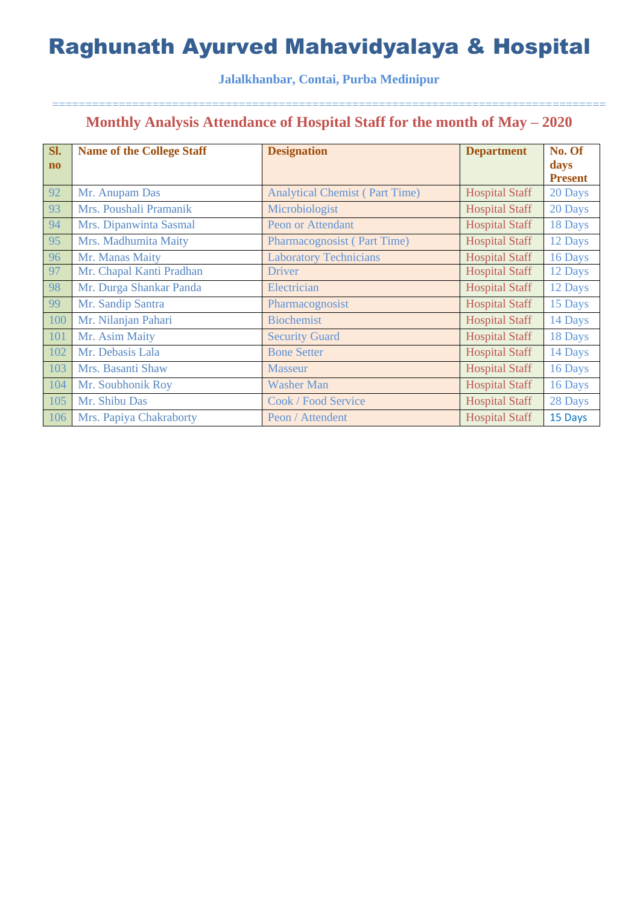# Raghunath Ayurved Mahavidyalaya & Hospital

**Jalalkhanbar, Contai, Purba Medinipur**

==========================================================================

## Monthly Analysis Attendance of Hospital Staff for the month of May – 2020

| Sl. no | Name of the College Staff | Designation | Department | No. Of days Present |
|---|---|---|---|---|
| 92 | Mr. Anupam Das | Analytical Chemist ( Part Time) | Hospital Staff | 20 Days |
| 93 | Mrs. Poushali Pramanik | Microbiologist | Hospital Staff | 20 Days |
| 94 | Mrs. Dipanwinta Sasmal | Peon or Attendant | Hospital Staff | 18 Days |
| 95 | Mrs. Madhumita Maity | Pharmacognosist ( Part Time) | Hospital Staff | 12 Days |
| 96 | Mr. Manas Maity | Laboratory Technicians | Hospital Staff | 16 Days |
| 97 | Mr. Chapal Kanti Pradhan | Driver | Hospital Staff | 12 Days |
| 98 | Mr. Durga Shankar Panda | Electrician | Hospital Staff | 12 Days |
| 99 | Mr. Sandip Santra | Pharmacognosist | Hospital Staff | 15 Days |
| 100 | Mr. Nilanjan Pahari | Biochemist | Hospital Staff | 14 Days |
| 101 | Mr. Asim Maity | Security Guard | Hospital Staff | 18 Days |
| 102 | Mr. Debasis Lala | Bone Setter | Hospital Staff | 14 Days |
| 103 | Mrs. Basanti Shaw | Masseur | Hospital Staff | 16 Days |
| 104 | Mr. Soubhonik Roy | Washer Man | Hospital Staff | 16 Days |
| 105 | Mr. Shibu Das | Cook / Food Service | Hospital Staff | 28 Days |
| 106 | Mrs. Papiya Chakraborty | Peon / Attendent | Hospital Staff | 15 Days |